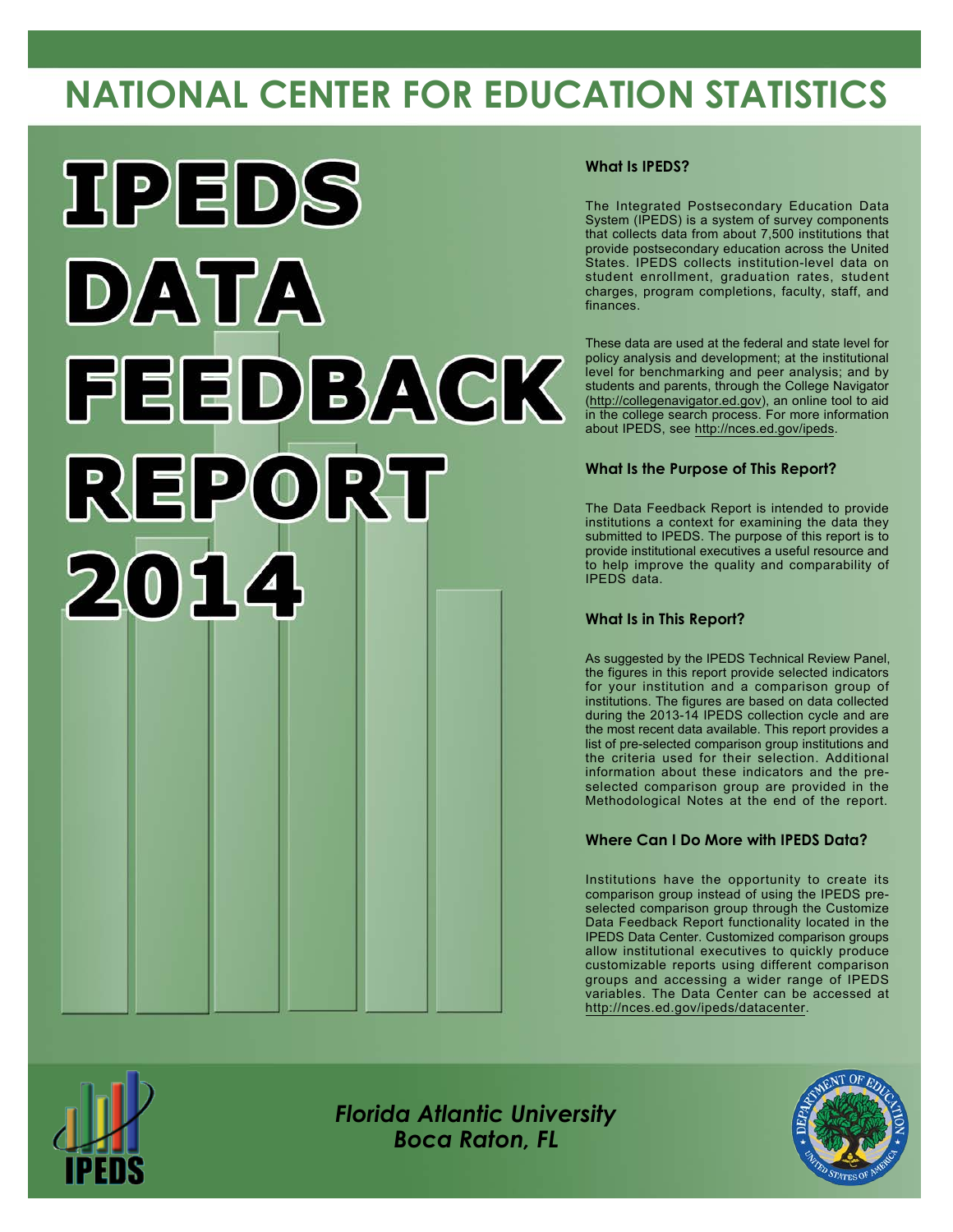# NATIONAL CENTER FOR EDUCATION STATISTICS

# IPEDS DATA FEEDBACK REPORT 2014

### What Is IPEDS?

The Integrated Postsecondary Education Data System (IPEDS) is a system of survey components that collects data from about 7,500 institutions that provide postsecondary education across the United States. IPEDS collects institution-level data on student enrollment, graduation rates, student charges, program completions, faculty, staff, and finances.

These data are used at the federal and state level for policy analysis and development; at the institutional level for benchmarking and peer analysis; and by students and parents, through the College Navigator (http://collegenavigator.ed.gov), an online tool to aid in the college search process. For more information about IPEDS, see http://nces.ed.gov/ipeds.

### What Is the Purpose of This Report?

The Data Feedback Report is intended to provide institutions a context for examining the data they submitted to IPEDS. The purpose of this report is to provide institutional executives a useful resource and to help improve the quality and comparability of IPEDS data.

### What Is in This Report?

As suggested by the IPEDS Technical Review Panel, the figures in this report provide selected indicators for your institution and a comparison group of institutions. The figures are based on data collected during the 2013-14 IPEDS collection cycle and are the most recent data available. This report provides a list of pre-selected comparison group institutions and the criteria used for their selection. Additional information about these indicators and the pre-selected comparison group are provided in the Methodological Notes at the end of the report.

### Where Can I Do More with IPEDS Data?

Institutions have the opportunity to create its comparison group instead of using the IPEDS pre-selected comparison group through the Customize Data Feedback Report functionality located in the IPEDS Data Center. Customized comparison groups allow institutional executives to quickly produce customizable reports using different comparison groups and accessing a wider range of IPEDS variables. The Data Center can be accessed at http://nces.ed.gov/ipeds/datacenter.

*Florida Atlantic University*
*Boca Raton, FL*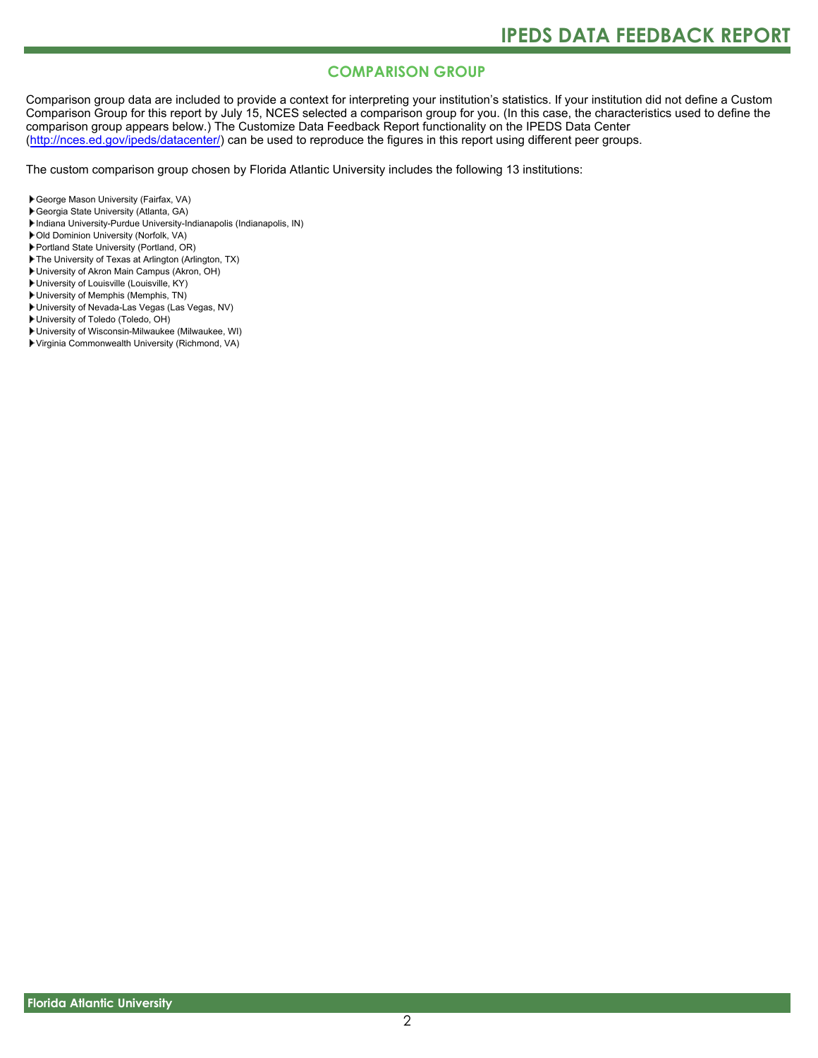## COMPARISON GROUP

Comparison group data are included to provide a context for interpreting your institution's statistics. If your institution did not define a Custom Comparison Group for this report by July 15, NCES selected a comparison group for you. (In this case, the characteristics used to define the comparison group appears below.) The Customize Data Feedback Report functionality on the IPEDS Data Center (http://nces.ed.gov/ipeds/datacenter/) can be used to reproduce the figures in this report using different peer groups.

The custom comparison group chosen by Florida Atlantic University includes the following 13 institutions:

- George Mason University (Fairfax, VA)
- Georgia State University (Atlanta, GA)
- Indiana University-Purdue University-Indianapolis (Indianapolis, IN)
- Old Dominion University (Norfolk, VA)
- Portland State University (Portland, OR)
- The University of Texas at Arlington (Arlington, TX)
- University of Akron Main Campus (Akron, OH)
- University of Louisville (Louisville, KY)
- University of Memphis (Memphis, TN)
- University of Nevada-Las Vegas (Las Vegas, NV)
- University of Toledo (Toledo, OH)
- University of Wisconsin-Milwaukee (Milwaukee, WI)
- Virginia Commonwealth University (Richmond, VA)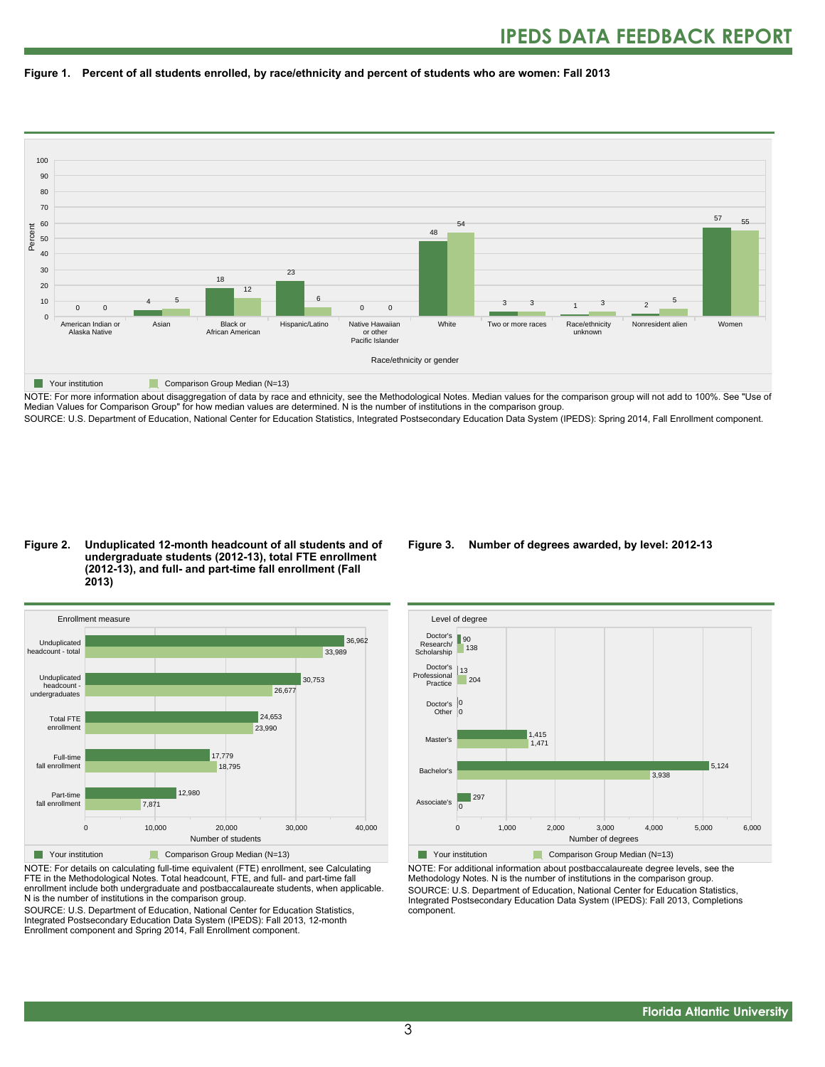### Figure 1. Percent of all students enrolled, by race/ethnicity and percent of students who are women: Fall 2013

| Race/ethnicity or gender | Your institution | Comparison Group Median (N=13) |
|---|---|---|
| American Indian or Alaska Native | 0 | 0 |
| Asian | 4 | 5 |
| Black or African American | 18 | 12 |
| Hispanic/Latino | 23 | 6 |
| Native Hawaiian or other Pacific Islander | 0 | 0 |
| White | 48 | 54 |
| Two or more races | 3 | 3 |
| Race/ethnicity unknown | 1 | 3 |
| Nonresident alien | 2 | 5 |
| Women | 57 | 55 |

NOTE: For more information about disaggregation of data by race and ethnicity, see the Methodological Notes. Median values for the comparison group will not add to 100%. See "Use of Median Values for Comparison Group" for how median values are determined. N is the number of institutions in the comparison group.
SOURCE: U.S. Department of Education, National Center for Education Statistics, Integrated Postsecondary Education Data System (IPEDS): Spring 2014, Fall Enrollment component.

### Figure 2. Unduplicated 12-month headcount of all students and of undergraduate students (2012-13), total FTE enrollment (2012-13), and full- and part-time fall enrollment (Fall 2013)

| Enrollment measure | Your institution | Comparison Group Median (N=13) |
|---|---|---|
| Unduplicated headcount - total | 36,962 | 33,989 |
| Unduplicated headcount - undergraduates | 30,753 | 26,677 |
| Total FTE enrollment | 24,653 | 23,990 |
| Full-time fall enrollment | 17,779 | 18,795 |
| Part-time fall enrollment | 12,980 | 7,871 |

NOTE: For details on calculating full-time equivalent (FTE) enrollment, see Calculating FTE in the Methodological Notes. Total headcount, FTE, and full- and part-time fall enrollment include both undergraduate and postbaccalaureate students, when applicable. N is the number of institutions in the comparison group.
SOURCE: U.S. Department of Education, National Center for Education Statistics, Integrated Postsecondary Education Data System (IPEDS): Fall 2013, 12-month Enrollment component and Spring 2014, Fall Enrollment component.

### Figure 3. Number of degrees awarded, by level: 2012-13

| Level of degree | Your institution | Comparison Group Median (N=13) |
|---|---|---|
| Doctor's Research/ Scholarship | 90 | 138 |
| Doctor's Professional Practice | 13 | 204 |
| Doctor's Other | 0 | 0 |
| Master's | 1,415 | 1,471 |
| Bachelor's | 5,124 | 3,938 |
| Associate's | 297 | 0 |

NOTE: For additional information about postbaccalaureate degree levels, see the Methodology Notes. N is the number of institutions in the comparison group.
SOURCE: U.S. Department of Education, National Center for Education Statistics, Integrated Postsecondary Education Data System (IPEDS): Fall 2013, Completions component.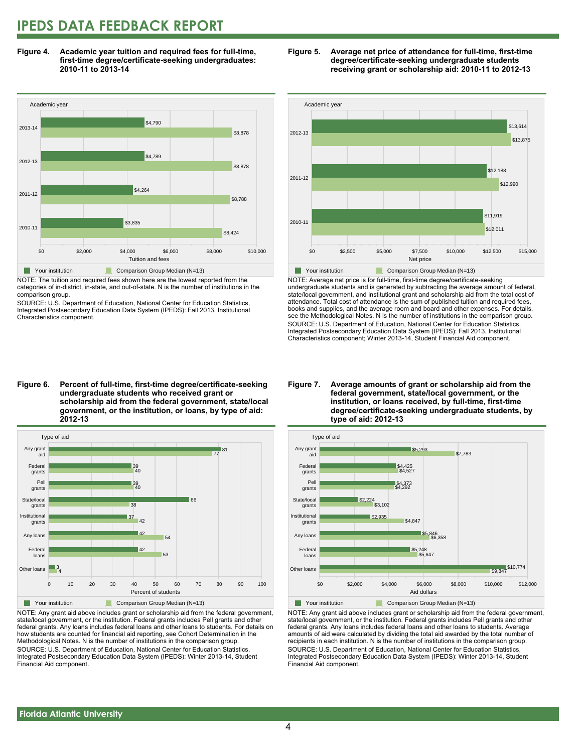# IPEDS DATA FEEDBACK REPORT

**Figure 4. Academic year tuition and required fees for full-time, first-time degree/certificate-seeking undergraduates: 2010-11 to 2013-14**

| Academic year | Your institution | Comparison Group Median (N=13) |
|---|---|---|
| 2013-14 | $4,790 | $8,878 |
| 2012-13 | $4,789 | $8,878 |
| 2011-12 | $4,264 | $8,788 |
| 2010-11 | $3,835 | $8,424 |

NOTE: The tuition and required fees shown here are the lowest reported from the categories of in-district, in-state, and out-of-state. N is the number of institutions in the comparison group.

SOURCE: U.S. Department of Education, National Center for Education Statistics, Integrated Postsecondary Education Data System (IPEDS): Fall 2013, Institutional Characteristics component.

**Figure 5. Average net price of attendance for full-time, first-time degree/certificate-seeking undergraduate students receiving grant or scholarship aid: 2010-11 to 2012-13**

| Academic year | Your institution | Comparison Group Median (N=13) |
|---|---|---|
| 2012-13 | $13,614 | $13,875 |
| 2011-12 | $12,188 | $12,990 |
| 2010-11 | $11,919 | $12,011 |

NOTE: Average net price is for full-time, first-time degree/certificate-seeking undergraduate students and is generated by subtracting the average amount of federal, state/local government, and institutional grant and scholarship aid from the total cost of attendance. Total cost of attendance is the sum of published tuition and required fees, books and supplies, and the average room and board and other expenses. For details, see the Methodological Notes. N is the number of institutions in the comparison group.

SOURCE: U.S. Department of Education, National Center for Education Statistics, Integrated Postsecondary Education Data System (IPEDS): Fall 2013, Institutional Characteristics component; Winter 2013-14, Student Financial Aid component.

**Figure 6. Percent of full-time, first-time degree/certificate-seeking undergraduate students who received grant or scholarship aid from the federal government, state/local government, or the institution, or loans, by type of aid: 2012-13**

| Type of aid | Your institution | Comparison Group Median (N=13) |
|---|---|---|
| Any grant aid | 81 | 77 |
| Federal grants | 39 | 40 |
| Pell grants | 39 | 40 |
| State/local grants | 66 | 38 |
| Institutional grants | 37 | 42 |
| Any loans | 42 | 54 |
| Federal loans | 42 | 53 |
| Other loans | 3 | 4 |

NOTE: Any grant aid above includes grant or scholarship aid from the federal government, state/local government, or the institution. Federal grants includes Pell grants and other federal grants. Any loans includes federal loans and other loans to students. For details on how students are counted for financial aid reporting, see Cohort Determination in the Methodological Notes. N is the number of institutions in the comparison group.

SOURCE: U.S. Department of Education, National Center for Education Statistics, Integrated Postsecondary Education Data System (IPEDS): Winter 2013-14, Student Financial Aid component.

**Figure 7. Average amounts of grant or scholarship aid from the federal government, state/local government, or the institution, or loans received, by full-time, first-time degree/certificate-seeking undergraduate students, by type of aid: 2012-13**

| Type of aid | Your institution | Comparison Group Median (N=13) |
|---|---|---|
| Any grant aid | $5,293 | $7,783 |
| Federal grants | $4,425 | $4,527 |
| Pell grants | $4,373 | $4,292 |
| State/local grants | $2,224 | $3,102 |
| Institutional grants | $2,935 | $4,847 |
| Any loans | $5,846 | $6,358 |
| Federal loans | $5,248 | $5,647 |
| Other loans | $10,774 | $9,847 |

NOTE: Any grant aid above includes grant or scholarship aid from the federal government, state/local government, or the institution. Federal grants includes Pell grants and other federal grants. Any loans includes federal loans and other loans to students. Average amounts of aid were calculated by dividing the total aid awarded by the total number of recipients in each institution. N is the number of institutions in the comparison group.

SOURCE: U.S. Department of Education, National Center for Education Statistics, Integrated Postsecondary Education Data System (IPEDS): Winter 2013-14, Student Financial Aid component.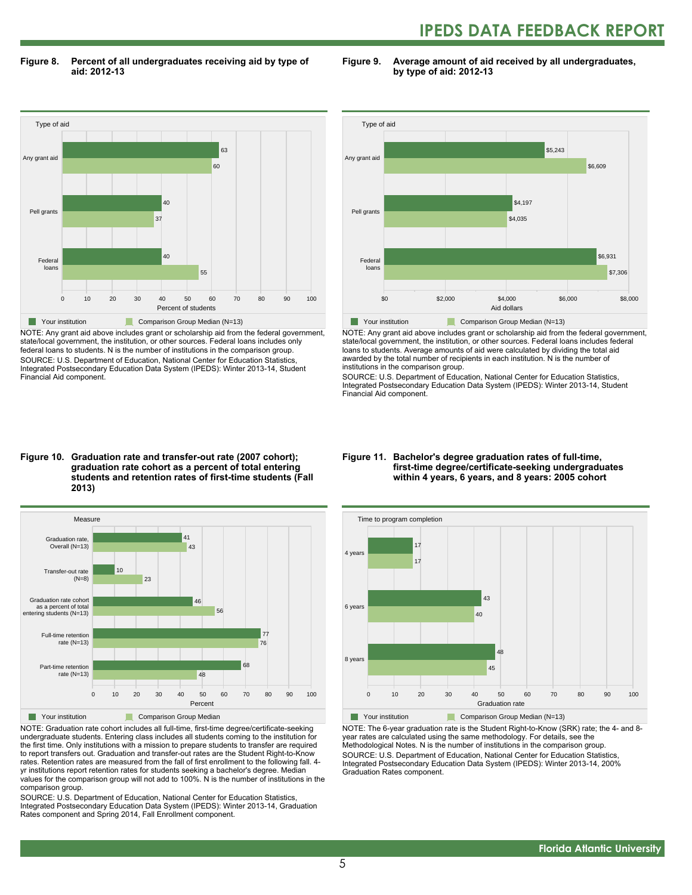**Figure 8. Percent of all undergraduates receiving aid by type of aid: 2012-13**

| Type of aid | Your institution | Comparison Group Median (N=13) |
|---|---|---|
| Any grant aid | 63 | 60 |
| Pell grants | 40 | 37 |
| Federal loans | 40 | 55 |

NOTE: Any grant aid above includes grant or scholarship aid from the federal government, state/local government, the institution, or other sources. Federal loans includes only federal loans to students. N is the number of institutions in the comparison group.

SOURCE: U.S. Department of Education, National Center for Education Statistics, Integrated Postsecondary Education Data System (IPEDS): Winter 2013-14, Student Financial Aid component.

**Figure 9. Average amount of aid received by all undergraduates, by type of aid: 2012-13**

| Type of aid | Your institution | Comparison Group Median (N=13) |
|---|---|---|
| Any grant aid | $5,243 | $6,609 |
| Pell grants | $4,197 | $4,035 |
| Federal loans | $6,931 | $7,306 |

NOTE: Any grant aid above includes grant or scholarship aid from the federal government, state/local government, the institution, or other sources. Federal loans includes federal loans to students. Average amounts of aid were calculated by dividing the total aid awarded by the total number of recipients in each institution. N is the number of institutions in the comparison group.

SOURCE: U.S. Department of Education, National Center for Education Statistics, Integrated Postsecondary Education Data System (IPEDS): Winter 2013-14, Student Financial Aid component.

**Figure 10. Graduation rate and transfer-out rate (2007 cohort); graduation rate cohort as a percent of total entering students and retention rates of first-time students (Fall 2013)**

| Measure | Your institution | Comparison Group Median |
|---|---|---|
| Graduation rate, Overall (N=13) | 41 | 43 |
| Transfer-out rate (N=8) | 10 | 23 |
| Graduation rate cohort as a percent of total entering students (N=13) | 46 | 56 |
| Full-time retention rate (N=13) | 77 | 76 |
| Part-time retention rate (N=13) | 68 | 48 |

NOTE: Graduation rate cohort includes all full-time, first-time degree/certificate-seeking undergraduate students. Entering class includes all students coming to the institution for the first time. Only institutions with a mission to prepare students to transfer are required to report transfers out. Graduation and transfer-out rates are the Student Right-to-Know rates. Retention rates are measured from the fall of first enrollment to the following fall. 4-yr institutions report retention rates for students seeking a bachelor's degree. Median values for the comparison group will not add to 100%. N is the number of institutions in the comparison group.

SOURCE: U.S. Department of Education, National Center for Education Statistics, Integrated Postsecondary Education Data System (IPEDS): Winter 2013-14, Graduation Rates component and Spring 2014, Fall Enrollment component.

**Figure 11. Bachelor's degree graduation rates of full-time, first-time degree/certificate-seeking undergraduates within 4 years, 6 years, and 8 years: 2005 cohort**

| Time to program completion | Your institution | Comparison Group Median (N=13) |
|---|---|---|
| 4 years | 17 | 17 |
| 6 years | 43 | 40 |
| 8 years | 48 | 45 |

NOTE: The 6-year graduation rate is the Student Right-to-Know (SRK) rate; the 4- and 8-year rates are calculated using the same methodology. For details, see the Methodological Notes. N is the number of institutions in the comparison group.

SOURCE: U.S. Department of Education, National Center for Education Statistics, Integrated Postsecondary Education Data System (IPEDS): Winter 2013-14, 200% Graduation Rates component.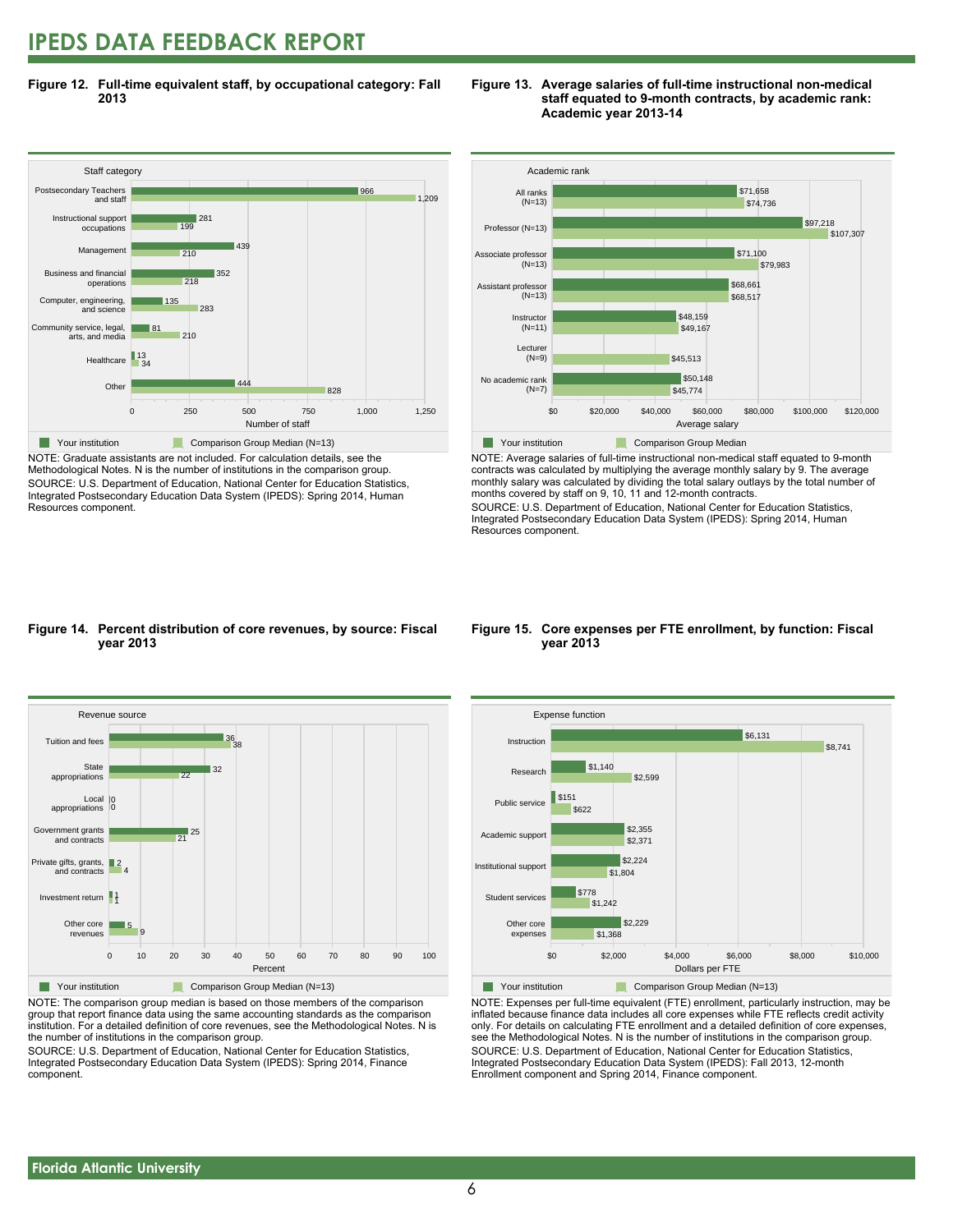# IPEDS DATA FEEDBACK REPORT

**Figure 12. Full-time equivalent staff, by occupational category: Fall 2013**

| Staff category | Your institution | Comparison Group Median (N=13) |
|---|---|---|
| Postsecondary Teachers and staff | 966 | 1,209 |
| Instructional support occupations | 281 | 199 |
| Management | 439 | 210 |
| Business and financial operations | 352 | 218 |
| Computer, engineering, and science | 135 | 283 |
| Community service, legal, arts, and media | 81 | 210 |
| Healthcare | 13 | 34 |
| Other | 444 | 828 |

NOTE: Graduate assistants are not included. For calculation details, see the Methodological Notes. N is the number of institutions in the comparison group.
SOURCE: U.S. Department of Education, National Center for Education Statistics, Integrated Postsecondary Education Data System (IPEDS): Spring 2014, Human Resources component.

**Figure 13. Average salaries of full-time instructional non-medical staff equated to 9-month contracts, by academic rank: Academic year 2013-14**

| Academic rank | Your institution | Comparison Group Median |
|---|---|---|
| All ranks (N=13) | $71,658 | $74,736 |
| Professor (N=13) | $97,218 | $107,307 |
| Associate professor (N=13) | $71,100 | $79,983 |
| Assistant professor (N=13) | $68,661 | $68,517 |
| Instructor (N=11) | $48,159 | $49,167 |
| Lecturer (N=9) | | $45,513 |
| No academic rank (N=7) | $50,148 | $45,774 |

NOTE: Average salaries of full-time instructional non-medical staff equated to 9-month contracts was calculated by multiplying the average monthly salary by 9. The average monthly salary was calculated by dividing the total salary outlays by the total number of months covered by staff on 9, 10, 11 and 12-month contracts.
SOURCE: U.S. Department of Education, National Center for Education Statistics, Integrated Postsecondary Education Data System (IPEDS): Spring 2014, Human Resources component.

**Figure 14. Percent distribution of core revenues, by source: Fiscal year 2013**

| Revenue source | Your institution | Comparison Group Median (N=13) |
|---|---|---|
| Tuition and fees | 36 | 38 |
| State appropriations | 32 | 22 |
| Local appropriations | 0 | 0 |
| Government grants and contracts | 25 | 21 |
| Private gifts, grants, and contracts | 2 | 4 |
| Investment return | 1 | 1 |
| Other core revenues | 5 | 9 |

NOTE: The comparison group median is based on those members of the comparison group that report finance data using the same accounting standards as the comparison institution. For a detailed definition of core revenues, see the Methodological Notes. N is the number of institutions in the comparison group.
SOURCE: U.S. Department of Education, National Center for Education Statistics, Integrated Postsecondary Education Data System (IPEDS): Spring 2014, Finance component.

**Figure 15. Core expenses per FTE enrollment, by function: Fiscal year 2013**

| Expense function | Your institution | Comparison Group Median (N=13) |
|---|---|---|
| Instruction | $6,131 | $8,741 |
| Research | $1,140 | $2,599 |
| Public service | $151 | $622 |
| Academic support | $2,355 | $2,371 |
| Institutional support | $2,224 | $1,804 |
| Student services | $778 | $1,242 |
| Other core expenses | $2,229 | $1,368 |

NOTE: Expenses per full-time equivalent (FTE) enrollment, particularly instruction, may be inflated because finance data includes all core expenses while FTE reflects credit activity only. For details on calculating FTE enrollment and a detailed definition of core expenses, see the Methodological Notes. N is the number of institutions in the comparison group.
SOURCE: U.S. Department of Education, National Center for Education Statistics, Integrated Postsecondary Education Data System (IPEDS): Fall 2013, 12-month Enrollment component and Spring 2014, Finance component.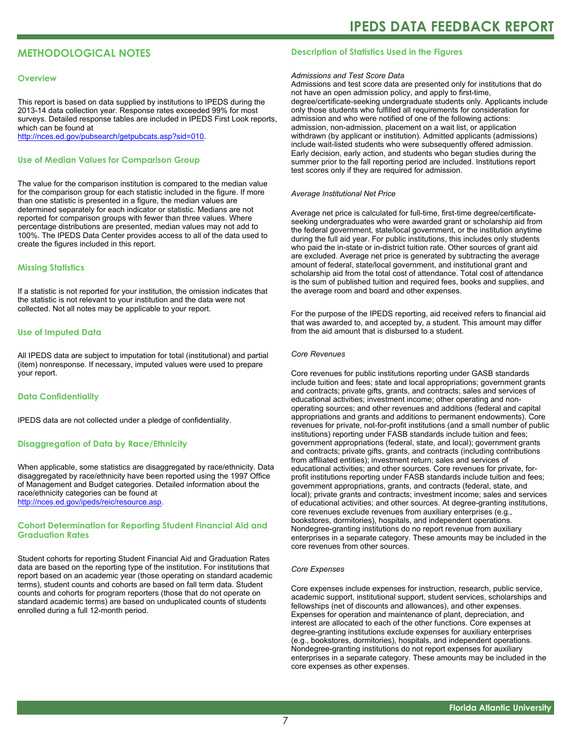## METHODOLOGICAL NOTES

### Overview

This report is based on data supplied by institutions to IPEDS during the 2013-14 data collection year. Response rates exceeded 99% for most surveys. Detailed response tables are included in IPEDS First Look reports, which can be found at http://nces.ed.gov/pubsearch/getpubcats.asp?sid=010.

### Use of Median Values for Comparison Group

The value for the comparison institution is compared to the median value for the comparison group for each statistic included in the figure. If more than one statistic is presented in a figure, the median values are determined separately for each indicator or statistic. Medians are not reported for comparison groups with fewer than three values. Where percentage distributions are presented, median values may not add to 100%. The IPEDS Data Center provides access to all of the data used to create the figures included in this report.

### Missing Statistics

If a statistic is not reported for your institution, the omission indicates that the statistic is not relevant to your institution and the data were not collected. Not all notes may be applicable to your report.

### Use of Imputed Data

All IPEDS data are subject to imputation for total (institutional) and partial (item) nonresponse. If necessary, imputed values were used to prepare your report.

### Data Confidentiality

IPEDS data are not collected under a pledge of confidentiality.

### Disaggregation of Data by Race/Ethnicity

When applicable, some statistics are disaggregated by race/ethnicity. Data disaggregated by race/ethnicity have been reported using the 1997 Office of Management and Budget categories. Detailed information about the race/ethnicity categories can be found at http://nces.ed.gov/ipeds/reic/resource.asp.

### Cohort Determination for Reporting Student Financial Aid and Graduation Rates

Student cohorts for reporting Student Financial Aid and Graduation Rates data are based on the reporting type of the institution. For institutions that report based on an academic year (those operating on standard academic terms), student counts and cohorts are based on fall term data. Student counts and cohorts for program reporters (those that do not operate on standard academic terms) are based on unduplicated counts of students enrolled during a full 12-month period.

### Description of Statistics Used in the Figures

*Admissions and Test Score Data*

Admissions and test score data are presented only for institutions that do not have an open admission policy, and apply to first-time, degree/certificate-seeking undergraduate students only. Applicants include only those students who fulfilled all requirements for consideration for admission and who were notified of one of the following actions: admission, non-admission, placement on a wait list, or application withdrawn (by applicant or institution). Admitted applicants (admissions) include wait-listed students who were subsequently offered admission. Early decision, early action, and students who began studies during the summer prior to the fall reporting period are included. Institutions report test scores only if they are required for admission.

*Average Institutional Net Price*

Average net price is calculated for full-time, first-time degree/certificate-seeking undergraduates who were awarded grant or scholarship aid from the federal government, state/local government, or the institution anytime during the full aid year. For public institutions, this includes only students who paid the in-state or in-district tuition rate. Other sources of grant aid are excluded. Average net price is generated by subtracting the average amount of federal, state/local government, and institutional grant and scholarship aid from the total cost of attendance. Total cost of attendance is the sum of published tuition and required fees, books and supplies, and the average room and board and other expenses.

For the purpose of the IPEDS reporting, aid received refers to financial aid that was awarded to, and accepted by, a student. This amount may differ from the aid amount that is disbursed to a student.

*Core Revenues*

Core revenues for public institutions reporting under GASB standards include tuition and fees; state and local appropriations; government grants and contracts; private gifts, grants, and contracts; sales and services of educational activities; investment income; other operating and non-operating sources; and other revenues and additions (federal and capital appropriations and grants and additions to permanent endowments). Core revenues for private, not-for-profit institutions (and a small number of public institutions) reporting under FASB standards include tuition and fees; government appropriations (federal, state, and local); government grants and contracts; private gifts, grants, and contracts (including contributions from affiliated entities); investment return; sales and services of educational activities; and other sources. Core revenues for private, for-profit institutions reporting under FASB standards include tuition and fees; government appropriations, grants, and contracts (federal, state, and local); private grants and contracts; investment income; sales and services of educational activities; and other sources. At degree-granting institutions, core revenues exclude revenues from auxiliary enterprises (e.g., bookstores, dormitories), hospitals, and independent operations. Nondegree-granting institutions do no report revenue from auxiliary enterprises in a separate category. These amounts may be included in the core revenues from other sources.

*Core Expenses*

Core expenses include expenses for instruction, research, public service, academic support, institutional support, student services, scholarships and fellowships (net of discounts and allowances), and other expenses. Expenses for operation and maintenance of plant, depreciation, and interest are allocated to each of the other functions. Core expenses at degree-granting institutions exclude expenses for auxiliary enterprises (e.g., bookstores, dormitories), hospitals, and independent operations. Nondegree-granting institutions do not report expenses for auxiliary enterprises in a separate category. These amounts may be included in the core expenses as other expenses.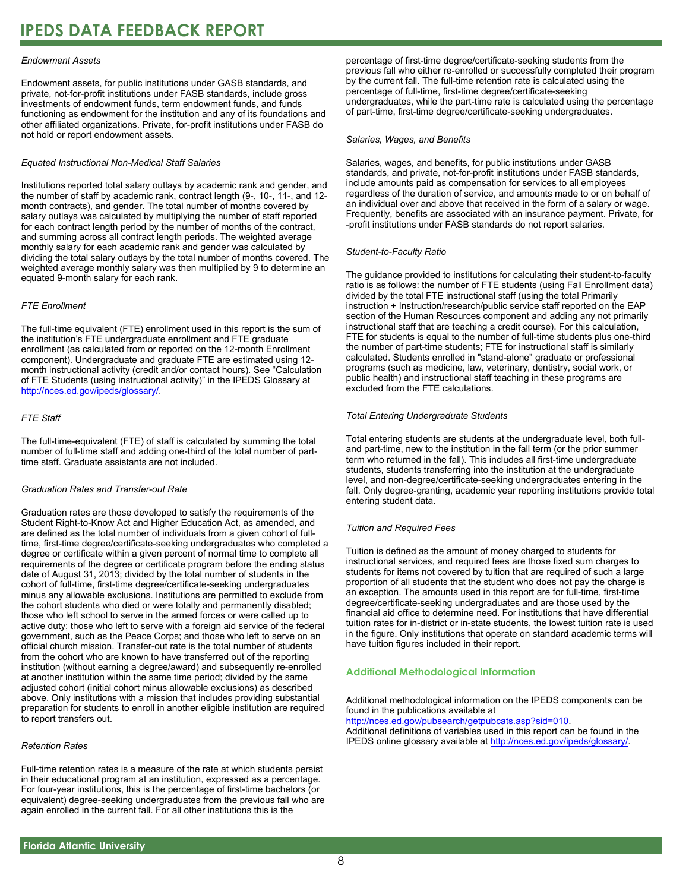*Endowment Assets*

Endowment assets, for public institutions under GASB standards, and private, not-for-profit institutions under FASB standards, include gross investments of endowment funds, term endowment funds, and funds functioning as endowment for the institution and any of its foundations and other affiliated organizations. Private, for-profit institutions under FASB do not hold or report endowment assets.

*Equated Instructional Non-Medical Staff Salaries*

Institutions reported total salary outlays by academic rank and gender, and the number of staff by academic rank, contract length (9-, 10-, 11-, and 12-month contracts), and gender. The total number of months covered by salary outlays was calculated by multiplying the number of staff reported for each contract length period by the number of months of the contract, and summing across all contract length periods. The weighted average monthly salary for each academic rank and gender was calculated by dividing the total salary outlays by the total number of months covered. The weighted average monthly salary was then multiplied by 9 to determine an equated 9-month salary for each rank.

*FTE Enrollment*

The full-time equivalent (FTE) enrollment used in this report is the sum of the institution's FTE undergraduate enrollment and FTE graduate enrollment (as calculated from or reported on the 12-month Enrollment component). Undergraduate and graduate FTE are estimated using 12-month instructional activity (credit and/or contact hours). See "Calculation of FTE Students (using instructional activity)" in the IPEDS Glossary at http://nces.ed.gov/ipeds/glossary/.

*FTE Staff*

The full-time-equivalent (FTE) of staff is calculated by summing the total number of full-time staff and adding one-third of the total number of part-time staff. Graduate assistants are not included.

*Graduation Rates and Transfer-out Rate*

Graduation rates are those developed to satisfy the requirements of the Student Right-to-Know Act and Higher Education Act, as amended, and are defined as the total number of individuals from a given cohort of full-time, first-time degree/certificate-seeking undergraduates who completed a degree or certificate within a given percent of normal time to complete all requirements of the degree or certificate program before the ending status date of August 31, 2013; divided by the total number of students in the cohort of full-time, first-time degree/certificate-seeking undergraduates minus any allowable exclusions. Institutions are permitted to exclude from the cohort students who died or were totally and permanently disabled; those who left school to serve in the armed forces or were called up to active duty; those who left to serve with a foreign aid service of the federal government, such as the Peace Corps; and those who left to serve on an official church mission. Transfer-out rate is the total number of students from the cohort who are known to have transferred out of the reporting institution (without earning a degree/award) and subsequently re-enrolled at another institution within the same time period; divided by the same adjusted cohort (initial cohort minus allowable exclusions) as described above. Only institutions with a mission that includes providing substantial preparation for students to enroll in another eligible institution are required to report transfers out.

*Retention Rates*

Full-time retention rates is a measure of the rate at which students persist in their educational program at an institution, expressed as a percentage. For four-year institutions, this is the percentage of first-time bachelors (or equivalent) degree-seeking undergraduates from the previous fall who are again enrolled in the current fall. For all other institutions this is the percentage of first-time degree/certificate-seeking students from the previous fall who either re-enrolled or successfully completed their program by the current fall. The full-time retention rate is calculated using the percentage of full-time, first-time degree/certificate-seeking undergraduates, while the part-time rate is calculated using the percentage of part-time, first-time degree/certificate-seeking undergraduates.

*Salaries, Wages, and Benefits*

Salaries, wages, and benefits, for public institutions under GASB standards, and private, not-for-profit institutions under FASB standards, include amounts paid as compensation for services to all employees regardless of the duration of service, and amounts made to or on behalf of an individual over and above that received in the form of a salary or wage. Frequently, benefits are associated with an insurance payment. Private, for-profit institutions under FASB standards do not report salaries.

*Student-to-Faculty Ratio*

The guidance provided to institutions for calculating their student-to-faculty ratio is as follows: the number of FTE students (using Fall Enrollment data) divided by the total FTE instructional staff (using the total Primarily instruction + Instruction/research/public service staff reported on the EAP section of the Human Resources component and adding any not primarily instructional staff that are teaching a credit course). For this calculation, FTE for students is equal to the number of full-time students plus one-third the number of part-time students; FTE for instructional staff is similarly calculated. Students enrolled in "stand-alone" graduate or professional programs (such as medicine, law, veterinary, dentistry, social work, or public health) and instructional staff teaching in these programs are excluded from the FTE calculations.

*Total Entering Undergraduate Students*

Total entering students are students at the undergraduate level, both full- and part-time, new to the institution in the fall term (or the prior summer term who returned in the fall). This includes all first-time undergraduate students, students transferring into the institution at the undergraduate level, and non-degree/certificate-seeking undergraduates entering in the fall. Only degree-granting, academic year reporting institutions provide total entering student data.

*Tuition and Required Fees*

Tuition is defined as the amount of money charged to students for instructional services, and required fees are those fixed sum charges to students for items not covered by tuition that are required of such a large proportion of all students that the student who does not pay the charge is an exception. The amounts used in this report are for full-time, first-time degree/certificate-seeking undergraduates and are those used by the financial aid office to determine need. For institutions that have differential tuition rates for in-district or in-state students, the lowest tuition rate is used in the figure. Only institutions that operate on standard academic terms will have tuition figures included in their report.

## Additional Methodological Information

Additional methodological information on the IPEDS components can be found in the publications available at http://nces.ed.gov/pubsearch/getpubcats.asp?sid=010.
Additional definitions of variables used in this report can be found in the IPEDS online glossary available at http://nces.ed.gov/ipeds/glossary/.